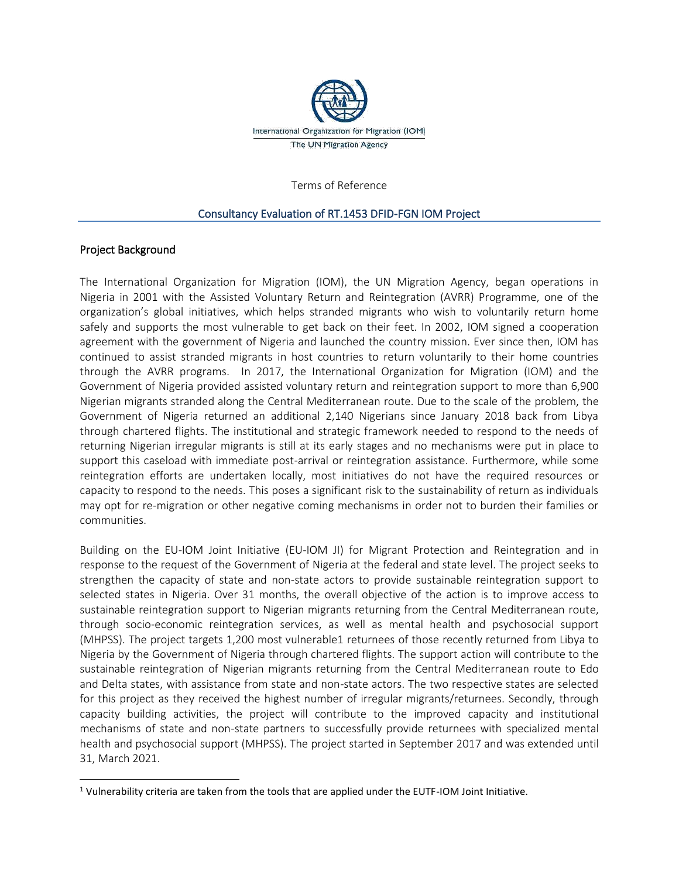International Organization for Migration (IOM)
The UN Migration Agency

Terms of Reference

## Consultancy Evaluation of RT.1453 DFID-FGN IOM Project

### Project Background

The International Organization for Migration (IOM), the UN Migration Agency, began operations in Nigeria in 2001 with the Assisted Voluntary Return and Reintegration (AVRR) Programme, one of the organization's global initiatives, which helps stranded migrants who wish to voluntarily return home safely and supports the most vulnerable to get back on their feet. In 2002, IOM signed a cooperation agreement with the government of Nigeria and launched the country mission. Ever since then, IOM has continued to assist stranded migrants in host countries to return voluntarily to their home countries through the AVRR programs. In 2017, the International Organization for Migration (IOM) and the Government of Nigeria provided assisted voluntary return and reintegration support to more than 6,900 Nigerian migrants stranded along the Central Mediterranean route. Due to the scale of the problem, the Government of Nigeria returned an additional 2,140 Nigerians since January 2018 back from Libya through chartered flights. The institutional and strategic framework needed to respond to the needs of returning Nigerian irregular migrants is still at its early stages and no mechanisms were put in place to support this caseload with immediate post-arrival or reintegration assistance. Furthermore, while some reintegration efforts are undertaken locally, most initiatives do not have the required resources or capacity to respond to the needs. This poses a significant risk to the sustainability of return as individuals may opt for re-migration or other negative coming mechanisms in order not to burden their families or communities.

Building on the EU-IOM Joint Initiative (EU-IOM JI) for Migrant Protection and Reintegration and in response to the request of the Government of Nigeria at the federal and state level. The project seeks to strengthen the capacity of state and non-state actors to provide sustainable reintegration support to selected states in Nigeria. Over 31 months, the overall objective of the action is to improve access to sustainable reintegration support to Nigerian migrants returning from the Central Mediterranean route, through socio-economic reintegration services, as well as mental health and psychosocial support (MHPSS). The project targets 1,200 most vulnerable[1] returnees of those recently returned from Libya to Nigeria by the Government of Nigeria through chartered flights. The support action will contribute to the sustainable reintegration of Nigerian migrants returning from the Central Mediterranean route to Edo and Delta states, with assistance from state and non-state actors. The two respective states are selected for this project as they received the highest number of irregular migrants/returnees. Secondly, through capacity building activities, the project will contribute to the improved capacity and institutional mechanisms of state and non-state partners to successfully provide returnees with specialized mental health and psychosocial support (MHPSS). The project started in September 2017 and was extended until 31, March 2021.

[1] Vulnerability criteria are taken from the tools that are applied under the EUTF-IOM Joint Initiative.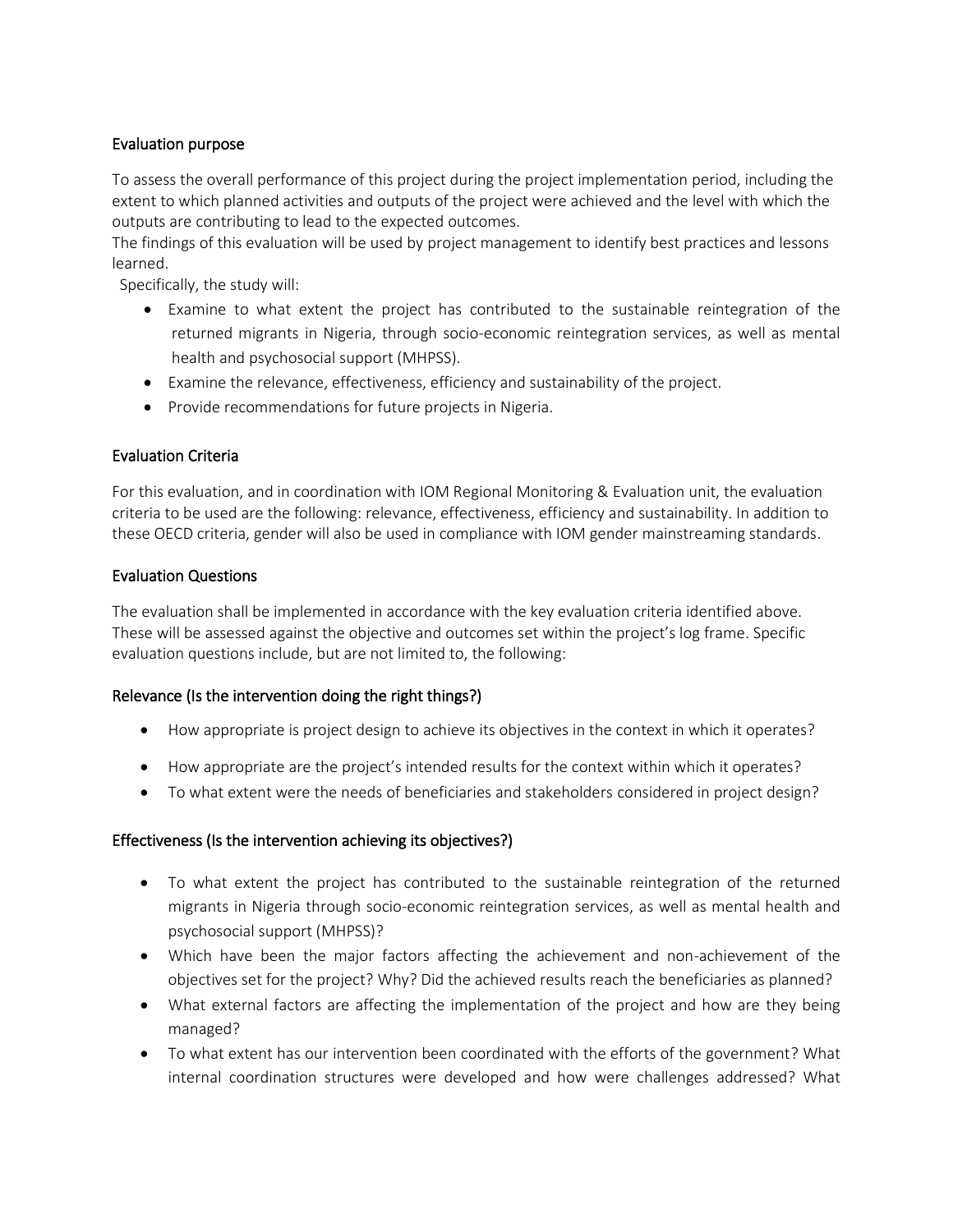## Evaluation purpose

To assess the overall performance of this project during the project implementation period, including the extent to which planned activities and outputs of the project were achieved and the level with which the outputs are contributing to lead to the expected outcomes.

The findings of this evaluation will be used by project management to identify best practices and lessons learned.

Specifically, the study will:

- Examine to what extent the project has contributed to the sustainable reintegration of the returned migrants in Nigeria, through socio-economic reintegration services, as well as mental health and psychosocial support (MHPSS).
- Examine the relevance, effectiveness, efficiency and sustainability of the project.
- Provide recommendations for future projects in Nigeria.

## Evaluation Criteria

For this evaluation, and in coordination with IOM Regional Monitoring & Evaluation unit, the evaluation criteria to be used are the following: relevance, effectiveness, efficiency and sustainability. In addition to these OECD criteria, gender will also be used in compliance with IOM gender mainstreaming standards.

## Evaluation Questions

The evaluation shall be implemented in accordance with the key evaluation criteria identified above. These will be assessed against the objective and outcomes set within the project's log frame. Specific evaluation questions include, but are not limited to, the following:

### Relevance (Is the intervention doing the right things?)

- How appropriate is project design to achieve its objectives in the context in which it operates?
- How appropriate are the project's intended results for the context within which it operates?
- To what extent were the needs of beneficiaries and stakeholders considered in project design?

### Effectiveness (Is the intervention achieving its objectives?)

- To what extent the project has contributed to the sustainable reintegration of the returned migrants in Nigeria through socio-economic reintegration services, as well as mental health and psychosocial support (MHPSS)?
- Which have been the major factors affecting the achievement and non-achievement of the objectives set for the project? Why? Did the achieved results reach the beneficiaries as planned?
- What external factors are affecting the implementation of the project and how are they being managed?
- To what extent has our intervention been coordinated with the efforts of the government? What internal coordination structures were developed and how were challenges addressed? What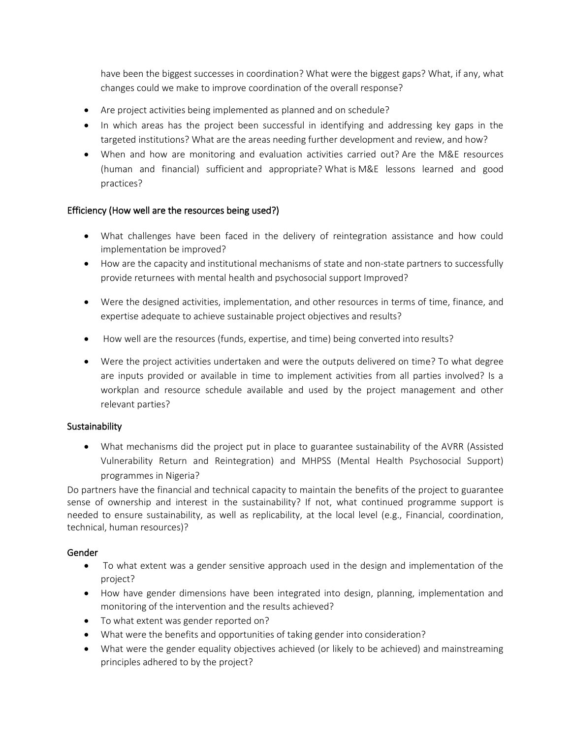have been the biggest successes in coordination? What were the biggest gaps? What, if any, what changes could we make to improve coordination of the overall response?

- Are project activities being implemented as planned and on schedule?
- In which areas has the project been successful in identifying and addressing key gaps in the targeted institutions? What are the areas needing further development and review, and how?
- When and how are monitoring and evaluation activities carried out? Are the M&E resources (human and financial) sufficient and appropriate? What is M&E lessons learned and good practices?

## Efficiency (How well are the resources being used?)

- What challenges have been faced in the delivery of reintegration assistance and how could implementation be improved?
- How are the capacity and institutional mechanisms of state and non-state partners to successfully provide returnees with mental health and psychosocial support Improved?
- Were the designed activities, implementation, and other resources in terms of time, finance, and expertise adequate to achieve sustainable project objectives and results?
- How well are the resources (funds, expertise, and time) being converted into results?
- Were the project activities undertaken and were the outputs delivered on time? To what degree are inputs provided or available in time to implement activities from all parties involved? Is a workplan and resource schedule available and used by the project management and other relevant parties?

## Sustainability

- What mechanisms did the project put in place to guarantee sustainability of the AVRR (Assisted Vulnerability Return and Reintegration) and MHPSS (Mental Health Psychosocial Support) programmes in Nigeria?

Do partners have the financial and technical capacity to maintain the benefits of the project to guarantee sense of ownership and interest in the sustainability? If not, what continued programme support is needed to ensure sustainability, as well as replicability, at the local level (e.g., Financial, coordination, technical, human resources)?

## Gender

- To what extent was a gender sensitive approach used in the design and implementation of the project?
- How have gender dimensions have been integrated into design, planning, implementation and monitoring of the intervention and the results achieved?
- To what extent was gender reported on?
- What were the benefits and opportunities of taking gender into consideration?
- What were the gender equality objectives achieved (or likely to be achieved) and mainstreaming principles adhered to by the project?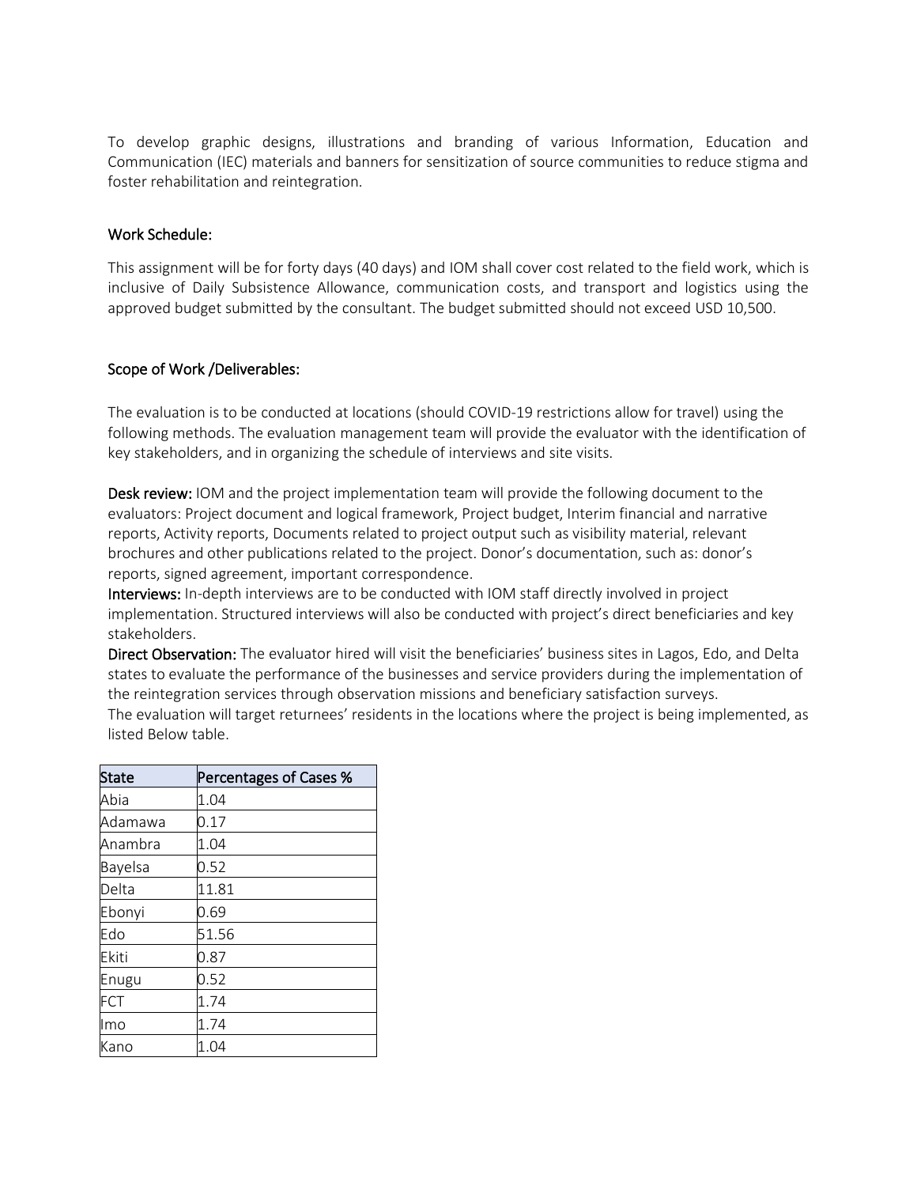To develop graphic designs, illustrations and branding of various Information, Education and Communication (IEC) materials and banners for sensitization of source communities to reduce stigma and foster rehabilitation and reintegration.

## Work Schedule:

This assignment will be for forty days (40 days) and IOM shall cover cost related to the field work, which is inclusive of Daily Subsistence Allowance, communication costs, and transport and logistics using the approved budget submitted by the consultant. The budget submitted should not exceed USD 10,500.

## Scope of Work /Deliverables:

The evaluation is to be conducted at locations (should COVID-19 restrictions allow for travel) using the following methods. The evaluation management team will provide the evaluator with the identification of key stakeholders, and in organizing the schedule of interviews and site visits.

**Desk review:** IOM and the project implementation team will provide the following document to the evaluators: Project document and logical framework, Project budget, Interim financial and narrative reports, Activity reports, Documents related to project output such as visibility material, relevant brochures and other publications related to the project. Donor's documentation, such as: donor's reports, signed agreement, important correspondence.

**Interviews:** In-depth interviews are to be conducted with IOM staff directly involved in project implementation. Structured interviews will also be conducted with project's direct beneficiaries and key stakeholders.

**Direct Observation:** The evaluator hired will visit the beneficiaries' business sites in Lagos, Edo, and Delta states to evaluate the performance of the businesses and service providers during the implementation of the reintegration services through observation missions and beneficiary satisfaction surveys.

The evaluation will target returnees' residents in the locations where the project is being implemented, as listed Below table.

| State | Percentages of Cases % |
|---|---|
| Abia | 1.04 |
| Adamawa | 0.17 |
| Anambra | 1.04 |
| Bayelsa | 0.52 |
| Delta | 11.81 |
| Ebonyi | 0.69 |
| Edo | 51.56 |
| Ekiti | 0.87 |
| Enugu | 0.52 |
| FCT | 1.74 |
| Imo | 1.74 |
| Kano | 1.04 |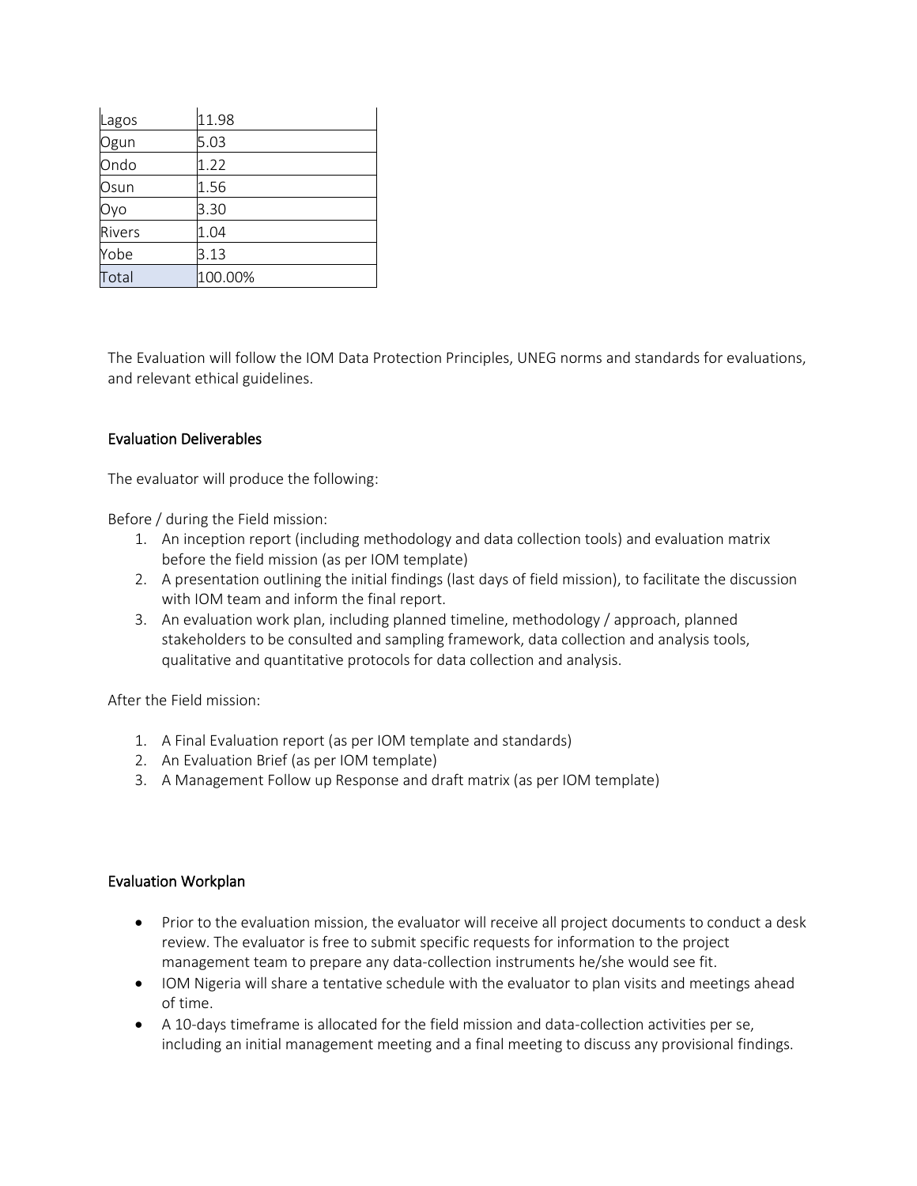| | |
|---|---|
| Lagos | 11.98 |
| Ogun | 5.03 |
| Ondo | 1.22 |
| Osun | 1.56 |
| Oyo | 3.30 |
| Rivers | 1.04 |
| Yobe | 3.13 |
| Total | 100.00% |

The Evaluation will follow the IOM Data Protection Principles, UNEG norms and standards for evaluations, and relevant ethical guidelines.

### Evaluation Deliverables

The evaluator will produce the following:

Before / during the Field mission:

1. An inception report (including methodology and data collection tools) and evaluation matrix before the field mission (as per IOM template)
2. A presentation outlining the initial findings (last days of field mission), to facilitate the discussion with IOM team and inform the final report.
3. An evaluation work plan, including planned timeline, methodology / approach, planned stakeholders to be consulted and sampling framework, data collection and analysis tools, qualitative and quantitative protocols for data collection and analysis.

After the Field mission:

1. A Final Evaluation report (as per IOM template and standards)
2. An Evaluation Brief (as per IOM template)
3. A Management Follow up Response and draft matrix (as per IOM template)

### Evaluation Workplan

- Prior to the evaluation mission, the evaluator will receive all project documents to conduct a desk review. The evaluator is free to submit specific requests for information to the project management team to prepare any data-collection instruments he/she would see fit.
- IOM Nigeria will share a tentative schedule with the evaluator to plan visits and meetings ahead of time.
- A 10-days timeframe is allocated for the field mission and data-collection activities per se, including an initial management meeting and a final meeting to discuss any provisional findings.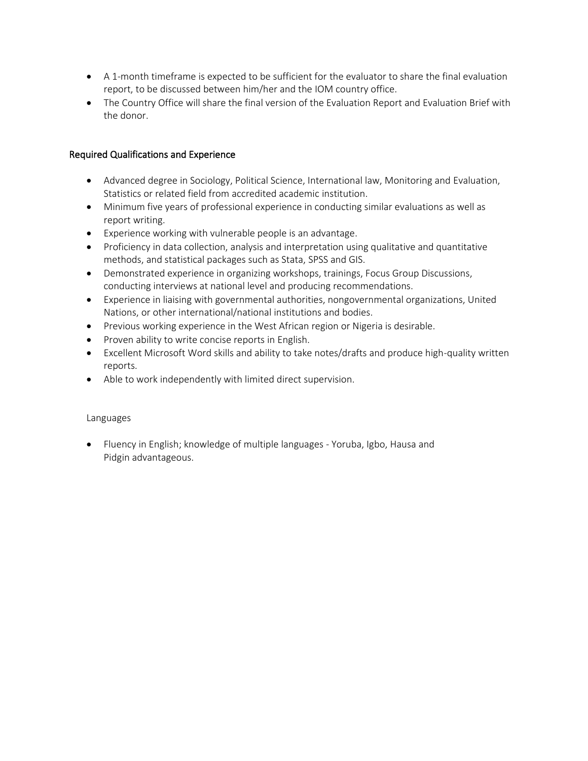- A 1-month timeframe is expected to be sufficient for the evaluator to share the final evaluation report, to be discussed between him/her and the IOM country office.
- The Country Office will share the final version of the Evaluation Report and Evaluation Brief with the donor.

## Required Qualifications and Experience

- Advanced degree in Sociology, Political Science, International law, Monitoring and Evaluation, Statistics or related field from accredited academic institution.
- Minimum five years of professional experience in conducting similar evaluations as well as report writing.
- Experience working with vulnerable people is an advantage.
- Proficiency in data collection, analysis and interpretation using qualitative and quantitative methods, and statistical packages such as Stata, SPSS and GIS.
- Demonstrated experience in organizing workshops, trainings, Focus Group Discussions, conducting interviews at national level and producing recommendations.
- Experience in liaising with governmental authorities, nongovernmental organizations, United Nations, or other international/national institutions and bodies.
- Previous working experience in the West African region or Nigeria is desirable.
- Proven ability to write concise reports in English.
- Excellent Microsoft Word skills and ability to take notes/drafts and produce high-quality written reports.
- Able to work independently with limited direct supervision.

### Languages

- Fluency in English; knowledge of multiple languages - Yoruba, Igbo, Hausa and Pidgin advantageous.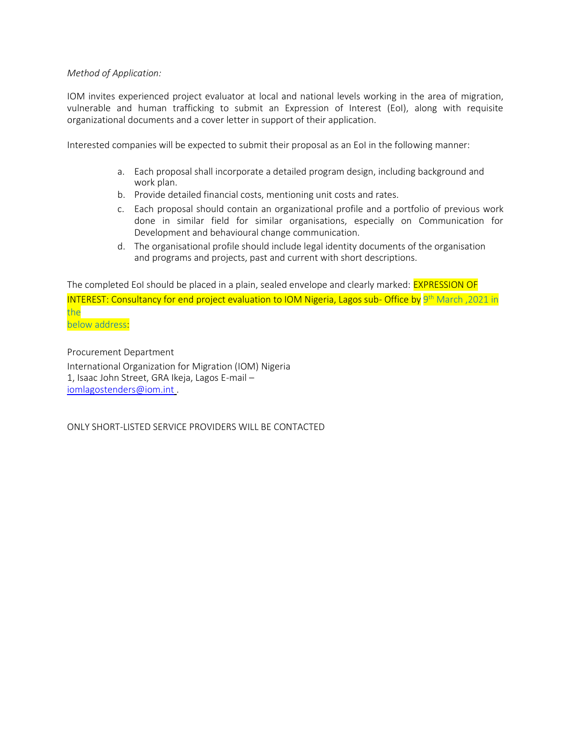*Method of Application:*

IOM invites experienced project evaluator at local and national levels working in the area of migration, vulnerable and human trafficking to submit an Expression of Interest (EoI), along with requisite organizational documents and a cover letter in support of their application.

Interested companies will be expected to submit their proposal as an EoI in the following manner:

a. Each proposal shall incorporate a detailed program design, including background and work plan.
b. Provide detailed financial costs, mentioning unit costs and rates.
c. Each proposal should contain an organizational profile and a portfolio of previous work done in similar field for similar organisations, especially on Communication for Development and behavioural change communication.
d. The organisational profile should include legal identity documents of the organisation and programs and projects, past and current with short descriptions.

The completed EoI should be placed in a plain, sealed envelope and clearly marked: EXPRESSION OF INTEREST: Consultancy for end project evaluation to IOM Nigeria, Lagos sub- Office by 9th March ,2021 in the below address:

Procurement Department
International Organization for Migration (IOM) Nigeria
1, Isaac John Street, GRA Ikeja, Lagos E-mail –
iomlagostenders@iom.int .

ONLY SHORT-LISTED SERVICE PROVIDERS WILL BE CONTACTED